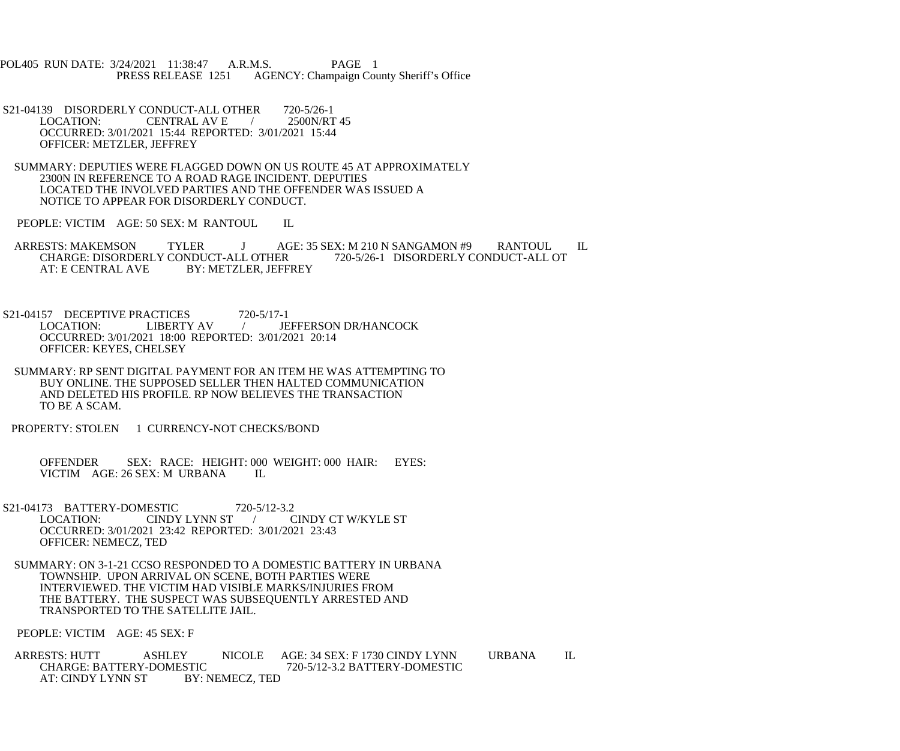POL405 RUN DATE: 3/24/2021 11:38:47 A.R.M.S. PAGE 1
PRESS RELEASE 1251 AGENCY: Champaign County Sheriff's Office

S21-04139 DISORDERLY CONDUCT-ALL OTHER 720-5/26-1
LOCATION: CENTRAL AV E / 2500N/RT 45
OCCURRED: 3/01/2021 15:44 REPORTED: 3/01/2021 15:44
OFFICER: METZLER, JEFFREY

SUMMARY: DEPUTIES WERE FLAGGED DOWN ON US ROUTE 45 AT APPROXIMATELY 2300N IN REFERENCE TO A ROAD RAGE INCIDENT. DEPUTIES LOCATED THE INVOLVED PARTIES AND THE OFFENDER WAS ISSUED A NOTICE TO APPEAR FOR DISORDERLY CONDUCT.

PEOPLE: VICTIM AGE: 50 SEX: M RANTOUL IL

ARRESTS: MAKEMSON TYLER J AGE: 35 SEX: M 210 N SANGAMON #9 RANTOUL IL
CHARGE: DISORDERLY CONDUCT-ALL OTHER 720-5/26-1 DISORDERLY CONDUCT-ALL OT
AT: E CENTRAL AVE BY: METZLER, JEFFREY

S21-04157 DECEPTIVE PRACTICES 720-5/17-1
LOCATION: LIBERTY AV / JEFFERSON DR/HANCOCK
OCCURRED: 3/01/2021 18:00 REPORTED: 3/01/2021 20:14
OFFICER: KEYES, CHELSEY

SUMMARY: RP SENT DIGITAL PAYMENT FOR AN ITEM HE WAS ATTEMPTING TO BUY ONLINE. THE SUPPOSED SELLER THEN HALTED COMMUNICATION AND DELETED HIS PROFILE. RP NOW BELIEVES THE TRANSACTION TO BE A SCAM.

PROPERTY: STOLEN 1 CURRENCY-NOT CHECKS/BOND

OFFENDER SEX: RACE: HEIGHT: 000 WEIGHT: 000 HAIR: EYES:
VICTIM AGE: 26 SEX: M URBANA IL

S21-04173 BATTERY-DOMESTIC 720-5/12-3.2
LOCATION: CINDY LYNN ST / CINDY CT W/KYLE ST
OCCURRED: 3/01/2021 23:42 REPORTED: 3/01/2021 23:43
OFFICER: NEMECZ, TED

SUMMARY: ON 3-1-21 CCSO RESPONDED TO A DOMESTIC BATTERY IN URBANA TOWNSHIP. UPON ARRIVAL ON SCENE, BOTH PARTIES WERE INTERVIEWED. THE VICTIM HAD VISIBLE MARKS/INJURIES FROM THE BATTERY. THE SUSPECT WAS SUBSEQUENTLY ARRESTED AND TRANSPORTED TO THE SATELLITE JAIL.

PEOPLE: VICTIM AGE: 45 SEX: F

ARRESTS: HUTT ASHLEY NICOLE AGE: 34 SEX: F 1730 CINDY LYNN URBANA IL
CHARGE: BATTERY-DOMESTIC 720-5/12-3.2 BATTERY-DOMESTIC
AT: CINDY LYNN ST BY: NEMECZ, TED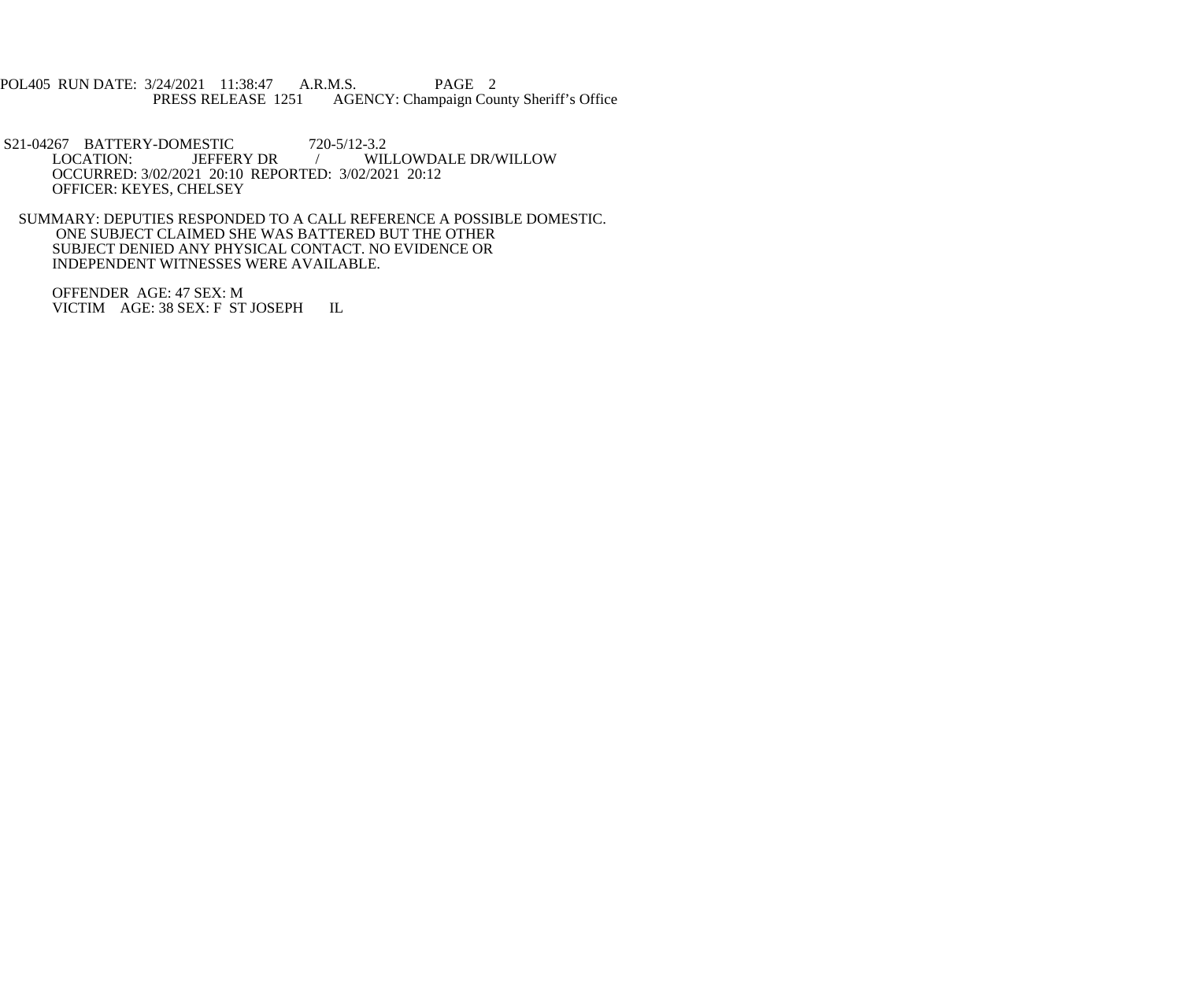S21-04267 BATTERY-DOMESTIC 720-5/12-3.2
LOCATION: JEFFERY DR / WILLOWDALE DR/WILLOW
OCCURRED: 3/02/2021 20:10 REPORTED: 3/02/2021 20:12
OFFICER: KEYES, CHELSEY

SUMMARY: DEPUTIES RESPONDED TO A CALL REFERENCE A POSSIBLE DOMESTIC. ONE SUBJECT CLAIMED SHE WAS BATTERED BUT THE OTHER SUBJECT DENIED ANY PHYSICAL CONTACT. NO EVIDENCE OR INDEPENDENT WITNESSES WERE AVAILABLE.

OFFENDER AGE: 47 SEX: M
VICTIM AGE: 38 SEX: F ST JOSEPH IL